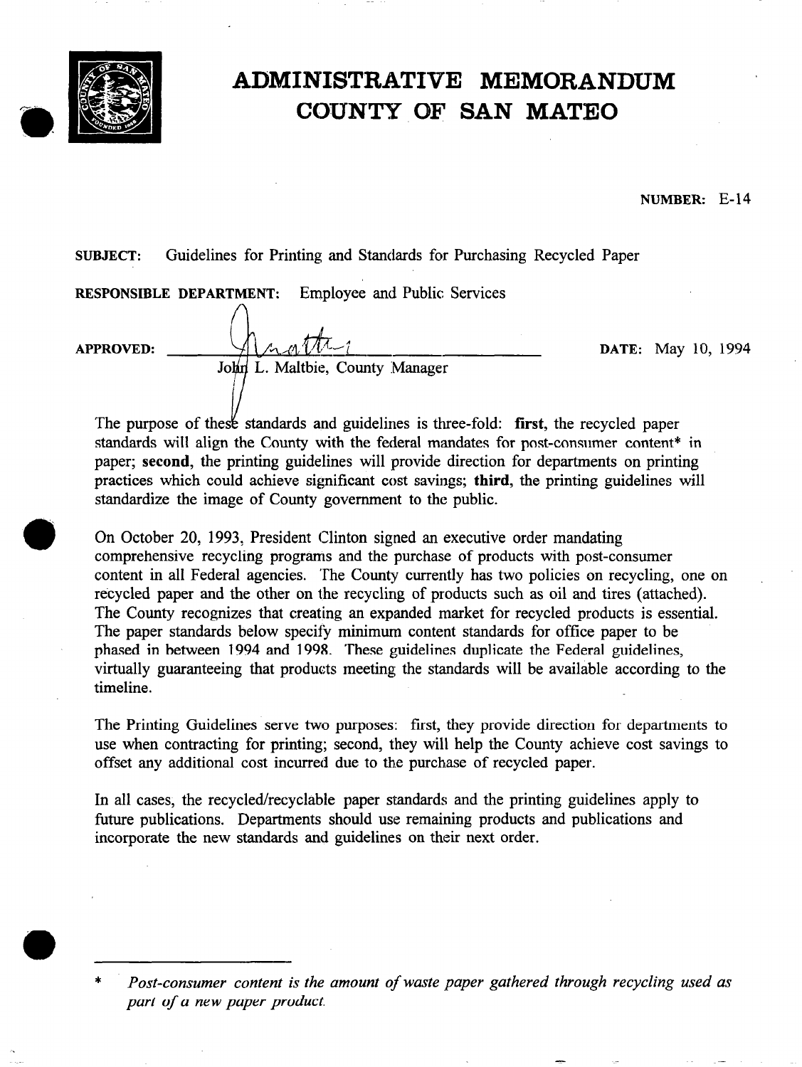# ADMINISTRATIVE MEMORANDUM
# COUNTY OF SAN MATEO

**NUMBER:** E-14

**SUBJECT:** Guidelines for Printing and Standards for Purchasing Recycled Paper

**RESPONSIBLE DEPARTMENT:** Employee and Public Services

**APPROVED:** John L. Maltbie, County Manager **DATE:** May 10, 1994

The purpose of these standards and guidelines is three-fold: **first**, the recycled paper standards will align the County with the federal mandates for post-consumer content* in paper; **second**, the printing guidelines will provide direction for departments on printing practices which could achieve significant cost savings; **third**, the printing guidelines will standardize the image of County government to the public.

On October 20, 1993, President Clinton signed an executive order mandating comprehensive recycling programs and the purchase of products with post-consumer content in all Federal agencies. The County currently has two policies on recycling, one on recycled paper and the other on the recycling of products such as oil and tires (attached). The County recognizes that creating an expanded market for recycled products is essential. The paper standards below specify minimum content standards for office paper to be phased in between 1994 and 1998. These guidelines duplicate the Federal guidelines, virtually guaranteeing that products meeting the standards will be available according to the timeline.

The Printing Guidelines serve two purposes: first, they provide direction for departments to use when contracting for printing; second, they will help the County achieve cost savings to offset any additional cost incurred due to the purchase of recycled paper.

In all cases, the recycled/recyclable paper standards and the printing guidelines apply to future publications. Departments should use remaining products and publications and incorporate the new standards and guidelines on their next order.

---

\* *Post-consumer content is the amount of waste paper gathered through recycling used as part of a new paper product.*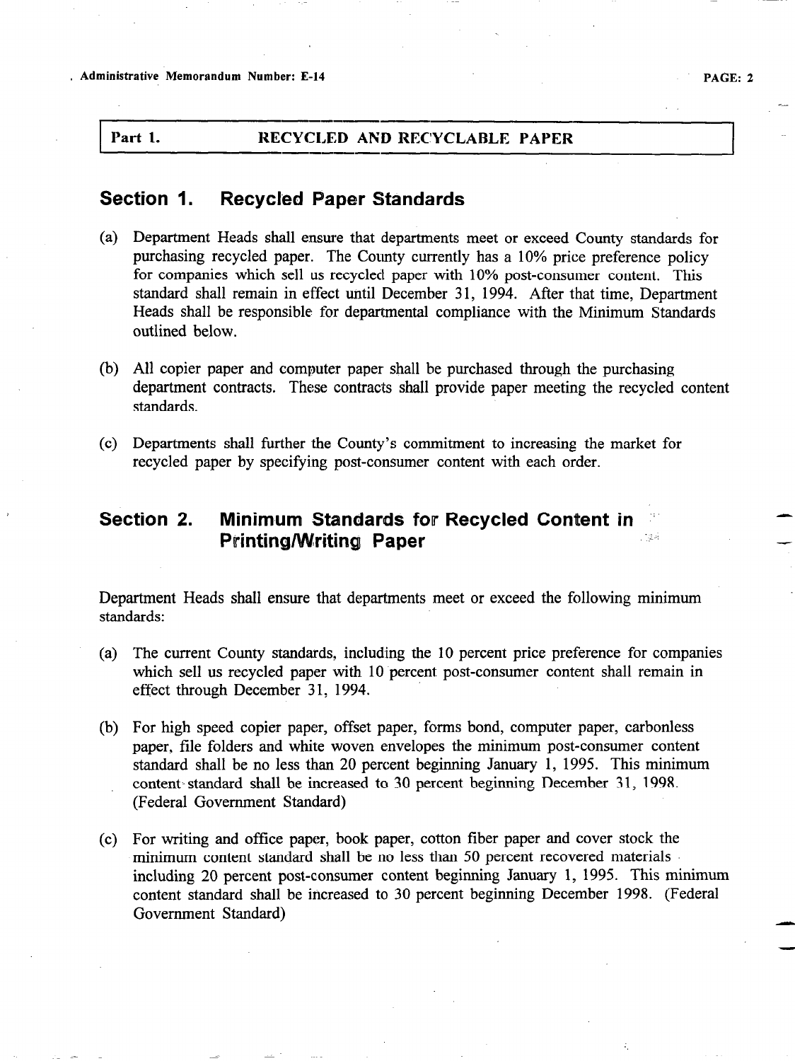## Part 1. RECYCLED AND RECYCLABLE PAPER

## Section 1. Recycled Paper Standards

(a) Department Heads shall ensure that departments meet or exceed County standards for purchasing recycled paper. The County currently has a 10% price preference policy for companies which sell us recycled paper with 10% post-consumer content. This standard shall remain in effect until December 31, 1994. After that time, Department Heads shall be responsible for departmental compliance with the Minimum Standards outlined below.

(b) All copier paper and computer paper shall be purchased through the purchasing department contracts. These contracts shall provide paper meeting the recycled content standards.

(c) Departments shall further the County's commitment to increasing the market for recycled paper by specifying post-consumer content with each order.

## Section 2. Minimum Standards for Recycled Content in Printing/Writing Paper

Department Heads shall ensure that departments meet or exceed the following minimum standards:

(a) The current County standards, including the 10 percent price preference for companies which sell us recycled paper with 10 percent post-consumer content shall remain in effect through December 31, 1994.

(b) For high speed copier paper, offset paper, forms bond, computer paper, carbonless paper, file folders and white woven envelopes the minimum post-consumer content standard shall be no less than 20 percent beginning January 1, 1995. This minimum content standard shall be increased to 30 percent beginning December 31, 1998. (Federal Government Standard)

(c) For writing and office paper, book paper, cotton fiber paper and cover stock the minimum content standard shall be no less than 50 percent recovered materials including 20 percent post-consumer content beginning January 1, 1995. This minimum content standard shall be increased to 30 percent beginning December 1998. (Federal Government Standard)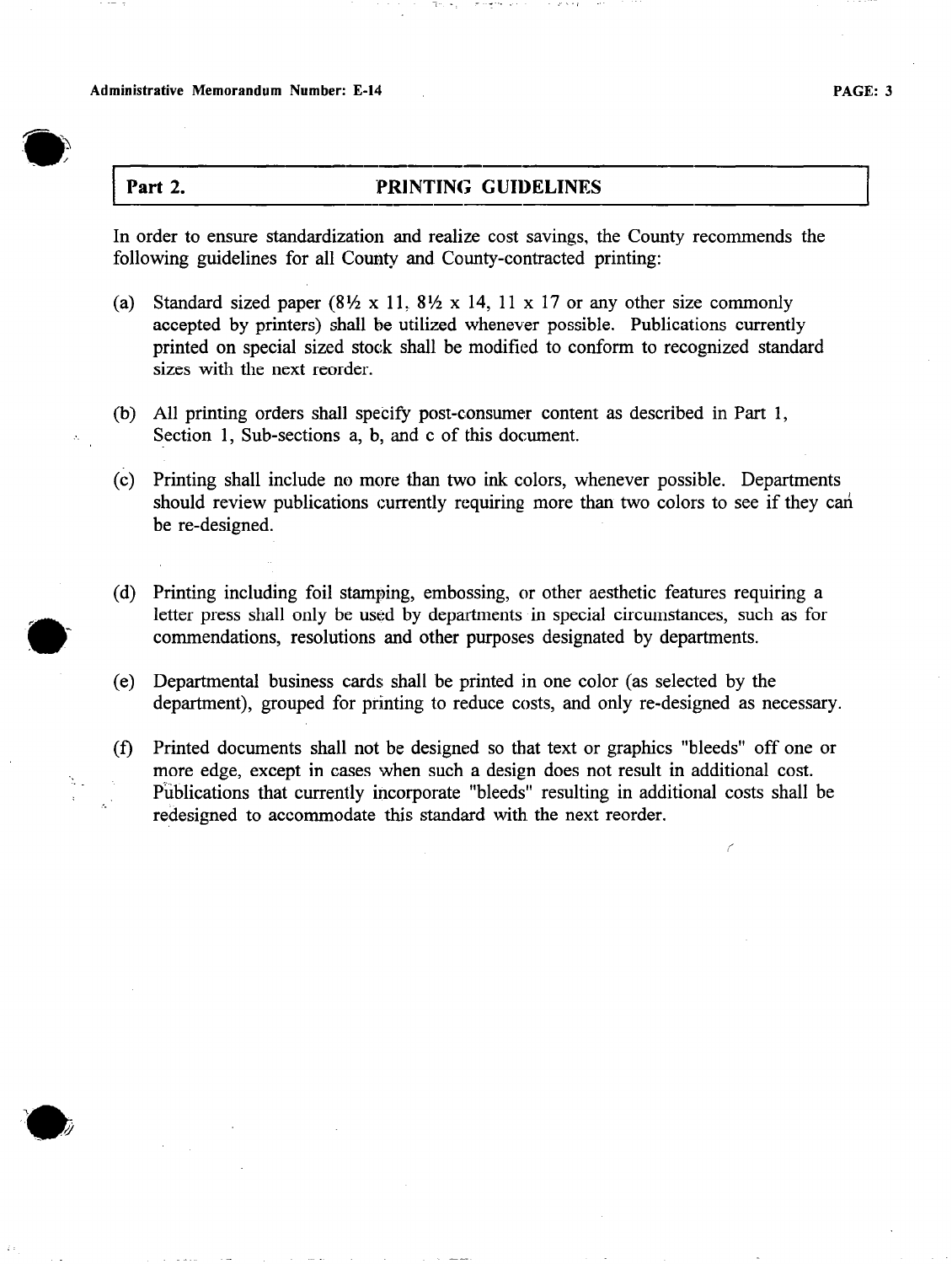## Part 2. PRINTING GUIDELINES

In order to ensure standardization and realize cost savings, the County recommends the following guidelines for all County and County-contracted printing:

(a) Standard sized paper (8½ x 11, 8½ x 14, 11 x 17 or any other size commonly accepted by printers) shall be utilized whenever possible. Publications currently printed on special sized stock shall be modified to conform to recognized standard sizes with the next reorder.

(b) All printing orders shall specify post-consumer content as described in Part 1, Section 1, Sub-sections a, b, and c of this document.

(c) Printing shall include no more than two ink colors, whenever possible. Departments should review publications currently requiring more than two colors to see if they can be re-designed.

(d) Printing including foil stamping, embossing, or other aesthetic features requiring a letter press shall only be used by departments in special circumstances, such as for commendations, resolutions and other purposes designated by departments.

(e) Departmental business cards shall be printed in one color (as selected by the department), grouped for printing to reduce costs, and only re-designed as necessary.

(f) Printed documents shall not be designed so that text or graphics "bleeds" off one or more edge, except in cases when such a design does not result in additional cost. Publications that currently incorporate "bleeds" resulting in additional costs shall be redesigned to accommodate this standard with the next reorder.